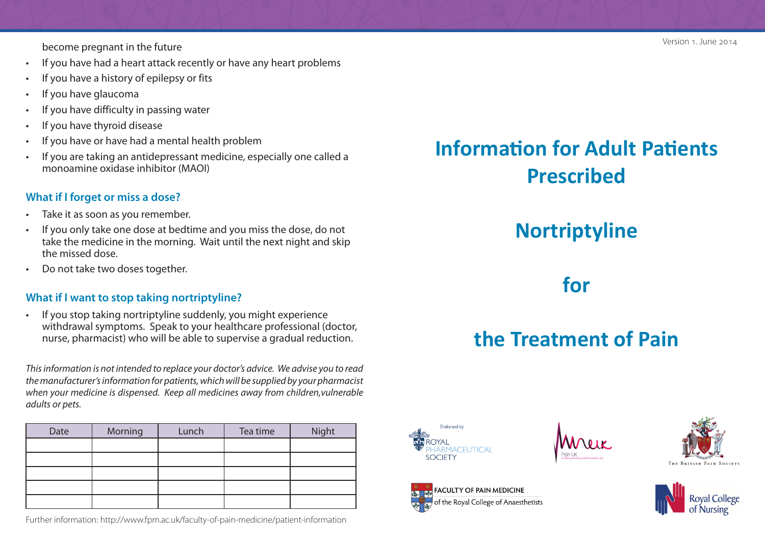become pregnant in the future

- If you have had a heart attack recently or have any heart problems
- If you have a history of epilepsy or fits
- If you have glaucoma
- If you have difficulty in passing water
- If you have thyroid disease
- If you have or have had a mental health problem
- If you are taking an antidepressant medicine, especially one called a monoamine oxidase inhibitor (MAOI)

### What if I forget or miss a dose?

- Take it as soon as you remember.
- If you only take one dose at bedtime and you miss the dose, do not take the medicine in the morning. Wait until the next night and skip the missed dose.
- Do not take two doses together.

### What if I want to stop taking nortriptyline?

- If you stop taking nortriptyline suddenly, you might experience withdrawal symptoms. Speak to your healthcare professional (doctor, nurse, pharmacist) who will be able to supervise a gradual reduction.

*This information is not intended to replace your doctor's advice. We advise you to read the manufacturer's information for patients, which will be supplied by your pharmacist when your medicine is dispensed. Keep all medicines away from children,vulnerable adults or pets.*

| Date | Morning | Lunch | Tea time | Night |
|---|---|---|---|---|
| | | | | |
| | | | | |
| | | | | |
| | | | | |
| | | | | |

Further information: http://www.fpm.ac.uk/faculty-of-pain-medicine/patient-information

Version 1. June 2014

# Information for Adult Patients Prescribed

# Nortriptyline

# for

# the Treatment of Pain

Endorsed by ROYAL PHARMACEUTICAL SOCIETY

Pain UK

The British Pain Society

FACULTY OF PAIN MEDICINE of the Royal College of Anaesthetists

Royal College of Nursing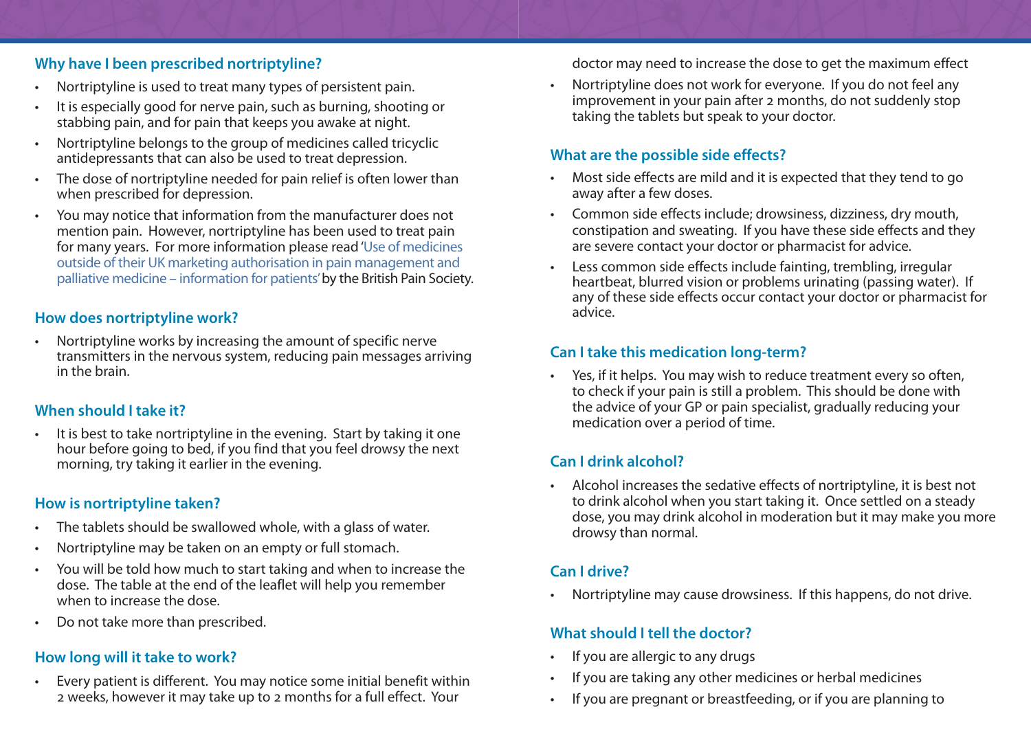## Why have I been prescribed nortriptyline?

- Nortriptyline is used to treat many types of persistent pain.
- It is especially good for nerve pain, such as burning, shooting or stabbing pain, and for pain that keeps you awake at night.
- Nortriptyline belongs to the group of medicines called tricyclic antidepressants that can also be used to treat depression.
- The dose of nortriptyline needed for pain relief is often lower than when prescribed for depression.
- You may notice that information from the manufacturer does not mention pain. However, nortriptyline has been used to treat pain for many years. For more information please read 'Use of medicines outside of their UK marketing authorisation in pain management and palliative medicine – information for patients' by the British Pain Society.

## How does nortriptyline work?

- Nortriptyline works by increasing the amount of specific nerve transmitters in the nervous system, reducing pain messages arriving in the brain.

## When should I take it?

- It is best to take nortriptyline in the evening. Start by taking it one hour before going to bed, if you find that you feel drowsy the next morning, try taking it earlier in the evening.

## How is nortriptyline taken?

- The tablets should be swallowed whole, with a glass of water.
- Nortriptyline may be taken on an empty or full stomach.
- You will be told how much to start taking and when to increase the dose. The table at the end of the leaflet will help you remember when to increase the dose.
- Do not take more than prescribed.

## How long will it take to work?

- Every patient is different. You may notice some initial benefit within 2 weeks, however it may take up to 2 months for a full effect. Your doctor may need to increase the dose to get the maximum effect
- Nortriptyline does not work for everyone. If you do not feel any improvement in your pain after 2 months, do not suddenly stop taking the tablets but speak to your doctor.

## What are the possible side effects?

- Most side effects are mild and it is expected that they tend to go away after a few doses.
- Common side effects include; drowsiness, dizziness, dry mouth, constipation and sweating. If you have these side effects and they are severe contact your doctor or pharmacist for advice.
- Less common side effects include fainting, trembling, irregular heartbeat, blurred vision or problems urinating (passing water). If any of these side effects occur contact your doctor or pharmacist for advice.

## Can I take this medication long-term?

- Yes, if it helps. You may wish to reduce treatment every so often, to check if your pain is still a problem. This should be done with the advice of your GP or pain specialist, gradually reducing your medication over a period of time.

## Can I drink alcohol?

- Alcohol increases the sedative effects of nortriptyline, it is best not to drink alcohol when you start taking it. Once settled on a steady dose, you may drink alcohol in moderation but it may make you more drowsy than normal.

## Can I drive?

- Nortriptyline may cause drowsiness. If this happens, do not drive.

## What should I tell the doctor?

- If you are allergic to any drugs
- If you are taking any other medicines or herbal medicines
- If you are pregnant or breastfeeding, or if you are planning to